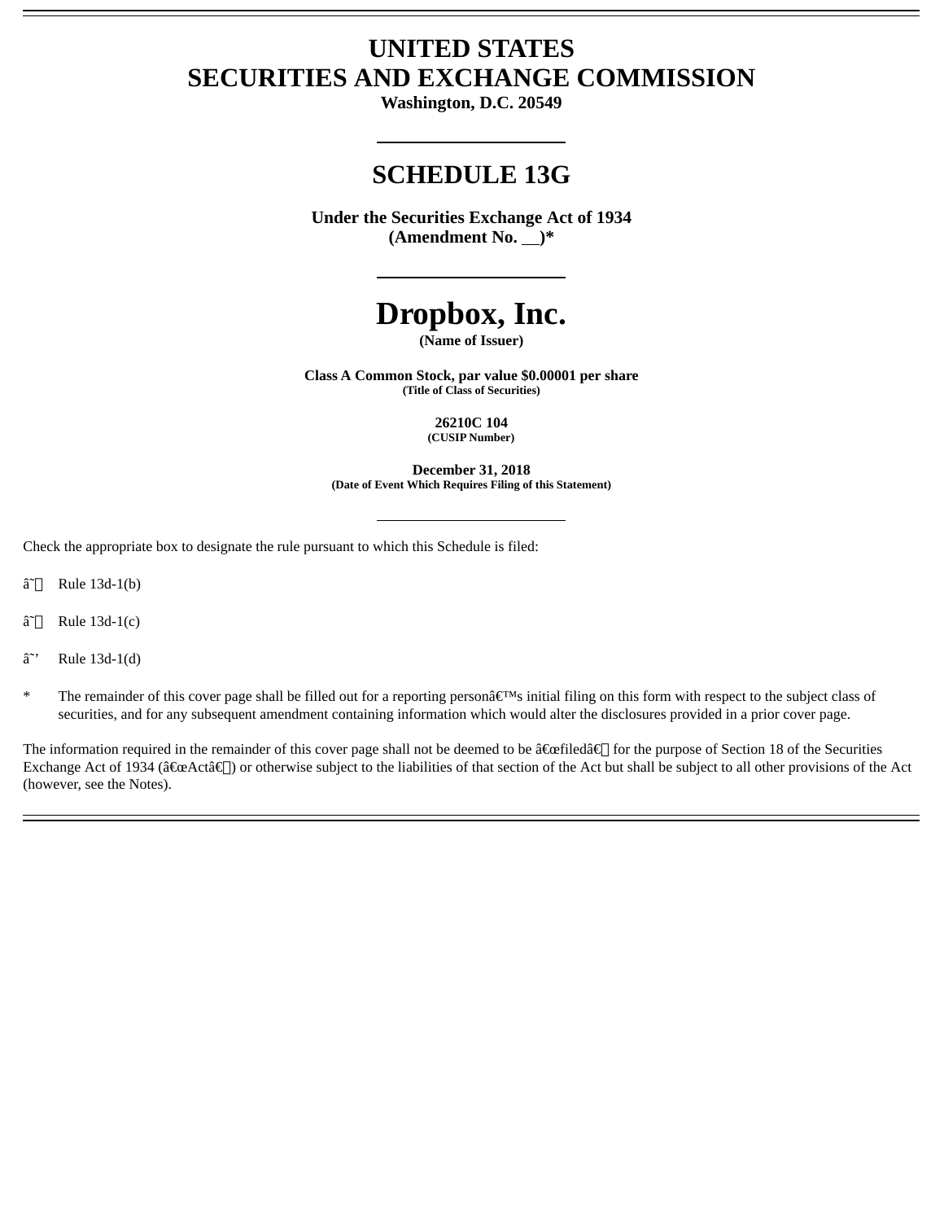# UNITED STATES
# SECURITIES AND EXCHANGE COMMISSION

**Washington, D.C. 20549**

## SCHEDULE 13G

**Under the Securities Exchange Act of 1934**
**(Amendment No. __)***

# Dropbox, Inc.

**(Name of Issuer)**

**Class A Common Stock, par value $0.00001 per share**
**(Title of Class of Securities)**

**26210C 104**
**(CUSIP Number)**

**December 31, 2018**
**(Date of Event Which Requires Filing of this Statement)**

Check the appropriate box to designate the rule pursuant to which this Schedule is filed:

â˜ Rule 13d-1(b)

â˜ Rule 13d-1(c)

â˜' Rule 13d-1(d)

* The remainder of this cover page shall be filled out for a reporting personâ€™s initial filing on this form with respect to the subject class of securities, and for any subsequent amendment containing information which would alter the disclosures provided in a prior cover page.

The information required in the remainder of this cover page shall not be deemed to be â€œfiledâ€ for the purpose of Section 18 of the Securities Exchange Act of 1934 (â€œActâ€) or otherwise subject to the liabilities of that section of the Act but shall be subject to all other provisions of the Act (however, see the Notes).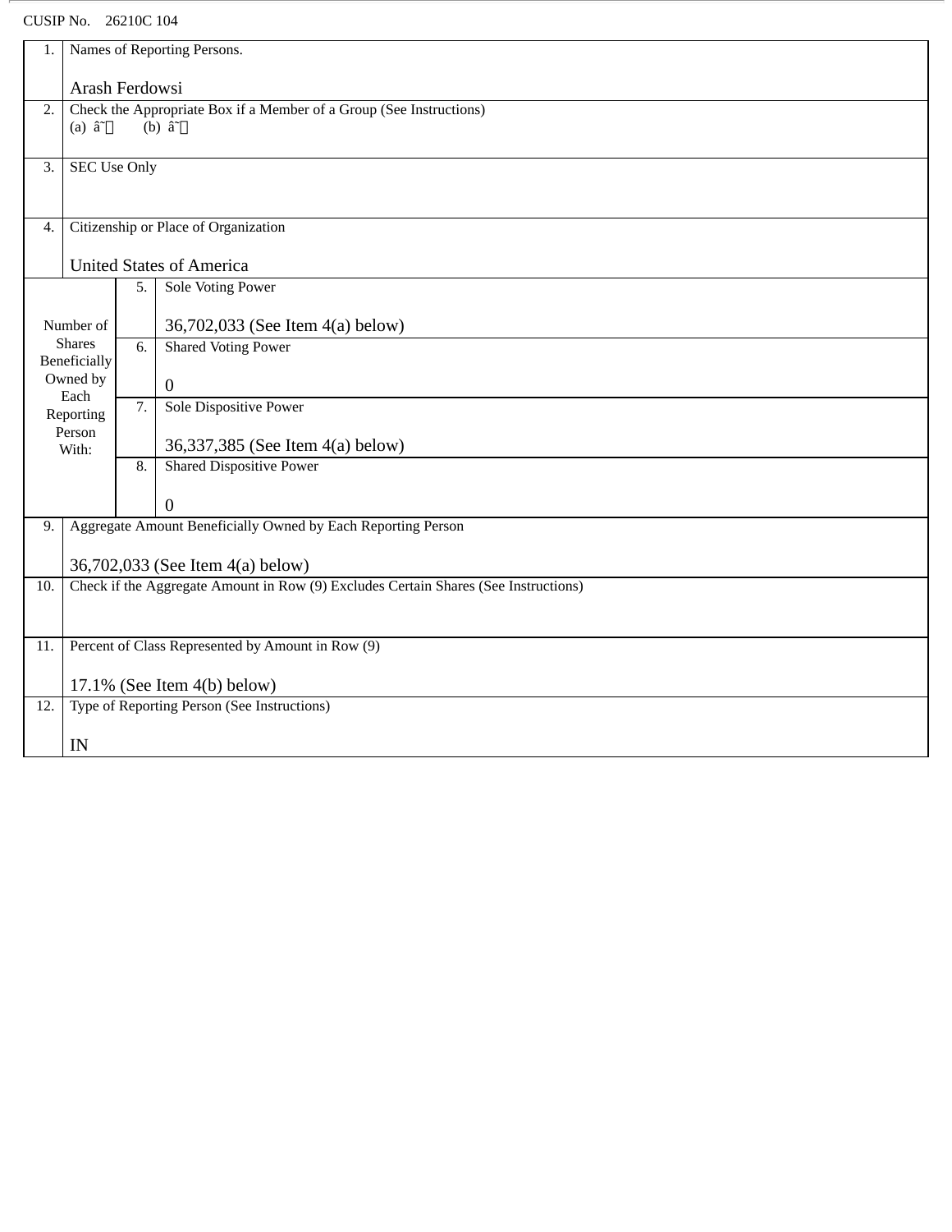CUSIP No. 26210C 104

| | | | |
|---|---|---|---|
| 1. | Names of Reporting Persons.<br><br>Arash Ferdowsi | | |
| 2. | Check the Appropriate Box if a Member of a Group (See Instructions)<br>(a) ☐ (b) ☐ | | |
| 3. | SEC Use Only | | |
| 4. | Citizenship or Place of Organization<br><br>United States of America | | |
| Number of Shares Beneficially Owned by Each Reporting Person With: | | 5. | Sole Voting Power<br><br>36,702,033 (See Item 4(a) below) |
| | | 6. | Shared Voting Power<br><br>0 |
| | | 7. | Sole Dispositive Power<br><br>36,337,385 (See Item 4(a) below) |
| | | 8. | Shared Dispositive Power<br><br>0 |
| 9. | Aggregate Amount Beneficially Owned by Each Reporting Person<br><br>36,702,033 (See Item 4(a) below) | | |
| 10. | Check if the Aggregate Amount in Row (9) Excludes Certain Shares (See Instructions) | | |
| 11. | Percent of Class Represented by Amount in Row (9)<br><br>17.1% (See Item 4(b) below) | | |
| 12. | Type of Reporting Person (See Instructions)<br><br>IN | | |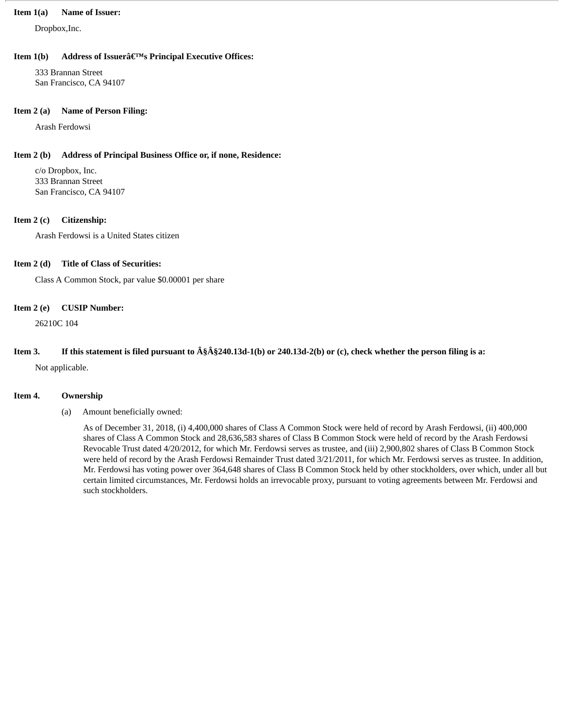**Item 1(a) Name of Issuer:**

Dropbox,Inc.

**Item 1(b) Address of Issuerâ€™s Principal Executive Offices:**

333 Brannan Street
San Francisco, CA 94107

**Item 2 (a) Name of Person Filing:**

Arash Ferdowsi

**Item 2 (b) Address of Principal Business Office or, if none, Residence:**

c/o Dropbox, Inc.
333 Brannan Street
San Francisco, CA 94107

**Item 2 (c) Citizenship:**

Arash Ferdowsi is a United States citizen

**Item 2 (d) Title of Class of Securities:**

Class A Common Stock, par value $0.00001 per share

**Item 2 (e) CUSIP Number:**

26210C 104

**Item 3. If this statement is filed pursuant to Â§Â§240.13d-1(b) or 240.13d-2(b) or (c), check whether the person filing is a:**

Not applicable.

**Item 4. Ownership**

(a) Amount beneficially owned:

As of December 31, 2018, (i) 4,400,000 shares of Class A Common Stock were held of record by Arash Ferdowsi, (ii) 400,000 shares of Class A Common Stock and 28,636,583 shares of Class B Common Stock were held of record by the Arash Ferdowsi Revocable Trust dated 4/20/2012, for which Mr. Ferdowsi serves as trustee, and (iii) 2,900,802 shares of Class B Common Stock were held of record by the Arash Ferdowsi Remainder Trust dated 3/21/2011, for which Mr. Ferdowsi serves as trustee. In addition, Mr. Ferdowsi has voting power over 364,648 shares of Class B Common Stock held by other stockholders, over which, under all but certain limited circumstances, Mr. Ferdowsi holds an irrevocable proxy, pursuant to voting agreements between Mr. Ferdowsi and such stockholders.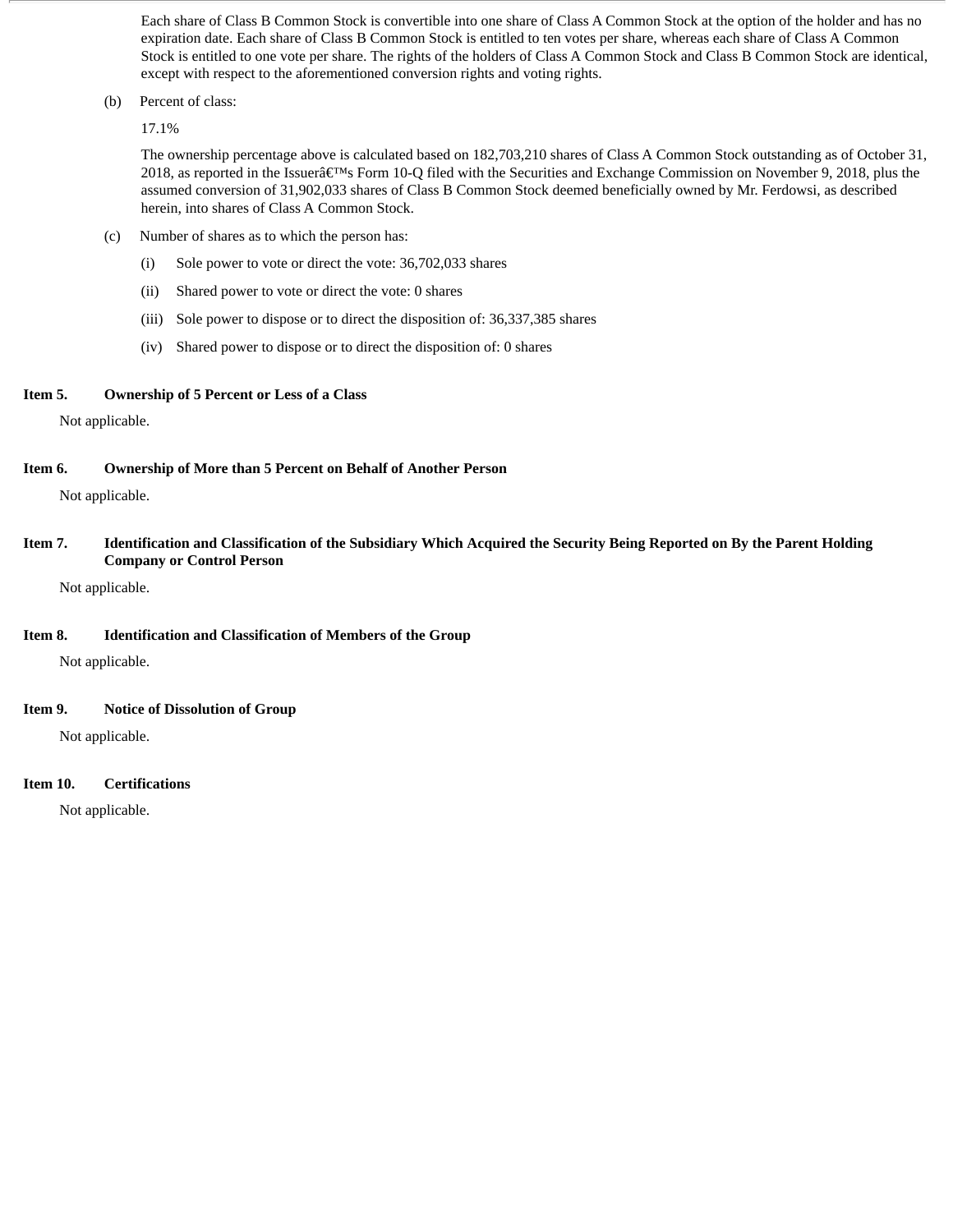Each share of Class B Common Stock is convertible into one share of Class A Common Stock at the option of the holder and has no expiration date. Each share of Class B Common Stock is entitled to ten votes per share, whereas each share of Class A Common Stock is entitled to one vote per share. The rights of the holders of Class A Common Stock and Class B Common Stock are identical, except with respect to the aforementioned conversion rights and voting rights.

(b) Percent of class:

17.1%

The ownership percentage above is calculated based on 182,703,210 shares of Class A Common Stock outstanding as of October 31, 2018, as reported in the Issuerâ€™s Form 10-Q filed with the Securities and Exchange Commission on November 9, 2018, plus the assumed conversion of 31,902,033 shares of Class B Common Stock deemed beneficially owned by Mr. Ferdowsi, as described herein, into shares of Class A Common Stock.

(c) Number of shares as to which the person has:

(i) Sole power to vote or direct the vote: 36,702,033 shares

(ii) Shared power to vote or direct the vote: 0 shares

(iii) Sole power to dispose or to direct the disposition of: 36,337,385 shares

(iv) Shared power to dispose or to direct the disposition of: 0 shares

**Item 5. Ownership of 5 Percent or Less of a Class**

Not applicable.

**Item 6. Ownership of More than 5 Percent on Behalf of Another Person**

Not applicable.

**Item 7. Identification and Classification of the Subsidiary Which Acquired the Security Being Reported on By the Parent Holding Company or Control Person**

Not applicable.

**Item 8. Identification and Classification of Members of the Group**

Not applicable.

**Item 9. Notice of Dissolution of Group**

Not applicable.

**Item 10. Certifications**

Not applicable.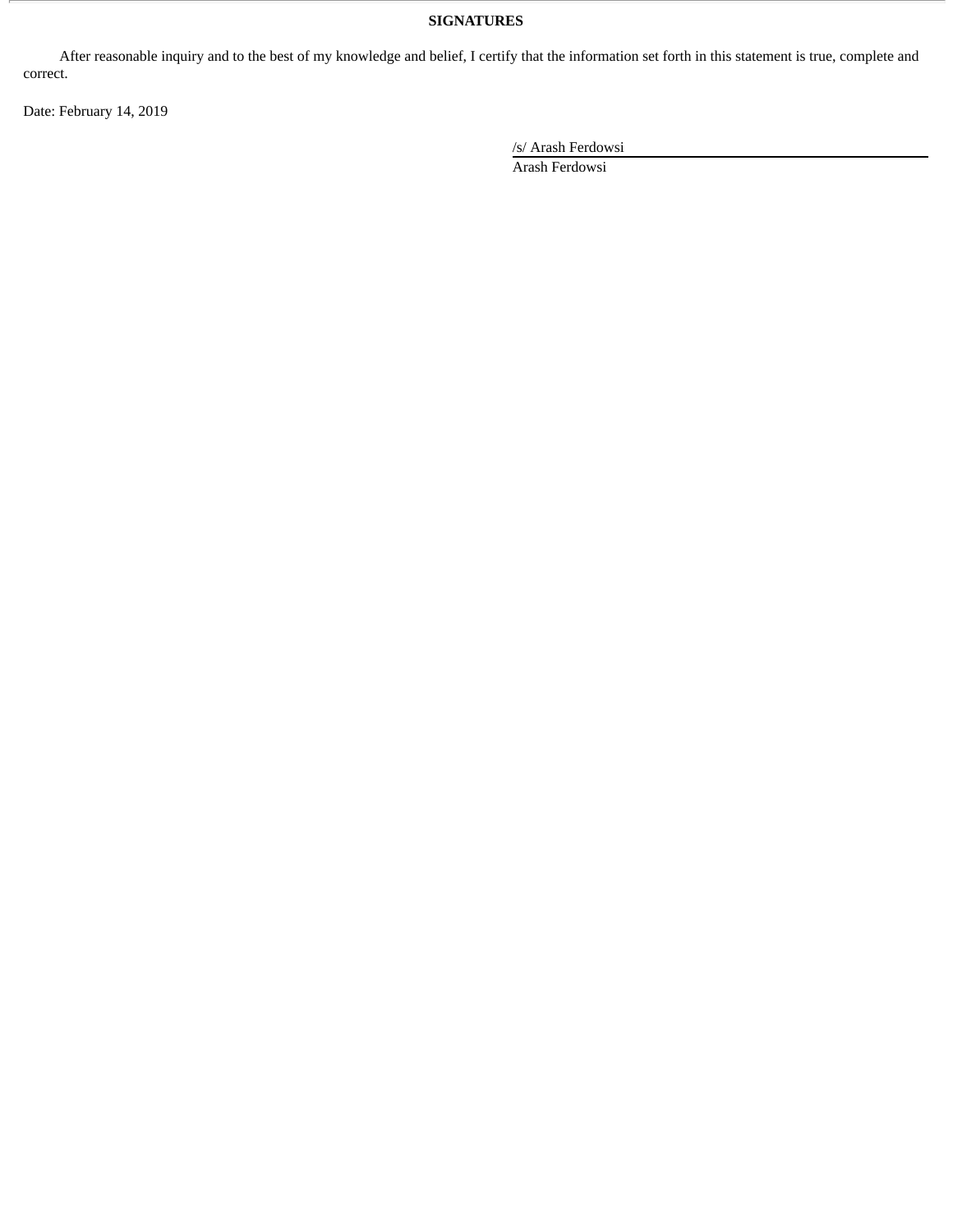**SIGNATURES**

After reasonable inquiry and to the best of my knowledge and belief, I certify that the information set forth in this statement is true, complete and correct.

Date: February 14, 2019

/s/ Arash Ferdowsi

Arash Ferdowsi